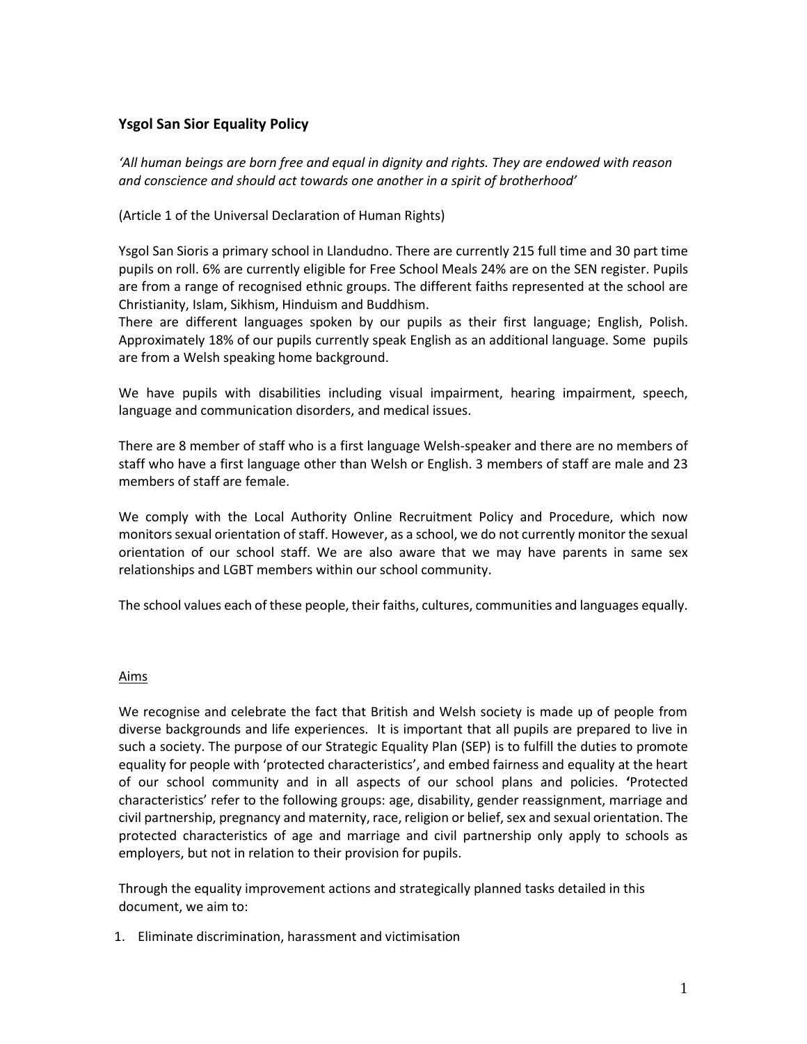## Ysgol San Sior Equality Policy

*'All human beings are born free and equal in dignity and rights. They are endowed with reason and conscience and should act towards one another in a spirit of brotherhood'*

(Article 1 of the Universal Declaration of Human Rights)

Ysgol San Sioris a primary school in Llandudno. There are currently 215 full time and 30 part time pupils on roll. 6% are currently eligible for Free School Meals 24% are on the SEN register. Pupils are from a range of recognised ethnic groups. The different faiths represented at the school are Christianity, Islam, Sikhism, Hinduism and Buddhism.
There are different languages spoken by our pupils as their first language; English, Polish. Approximately 18% of our pupils currently speak English as an additional language. Some pupils are from a Welsh speaking home background.

We have pupils with disabilities including visual impairment, hearing impairment, speech, language and communication disorders, and medical issues.

There are 8 member of staff who is a first language Welsh-speaker and there are no members of staff who have a first language other than Welsh or English. 3 members of staff are male and 23 members of staff are female.

We comply with the Local Authority Online Recruitment Policy and Procedure, which now monitors sexual orientation of staff. However, as a school, we do not currently monitor the sexual orientation of our school staff. We are also aware that we may have parents in same sex relationships and LGBT members within our school community.

The school values each of these people, their faiths, cultures, communities and languages equally.

### Aims

We recognise and celebrate the fact that British and Welsh society is made up of people from diverse backgrounds and life experiences. It is important that all pupils are prepared to live in such a society. The purpose of our Strategic Equality Plan (SEP) is to fulfill the duties to promote equality for people with 'protected characteristics', and embed fairness and equality at the heart of our school community and in all aspects of our school plans and policies. **'**Protected characteristics' refer to the following groups: age, disability, gender reassignment, marriage and civil partnership, pregnancy and maternity, race, religion or belief, sex and sexual orientation. The protected characteristics of age and marriage and civil partnership only apply to schools as employers, but not in relation to their provision for pupils.

Through the equality improvement actions and strategically planned tasks detailed in this document, we aim to:

1. Eliminate discrimination, harassment and victimisation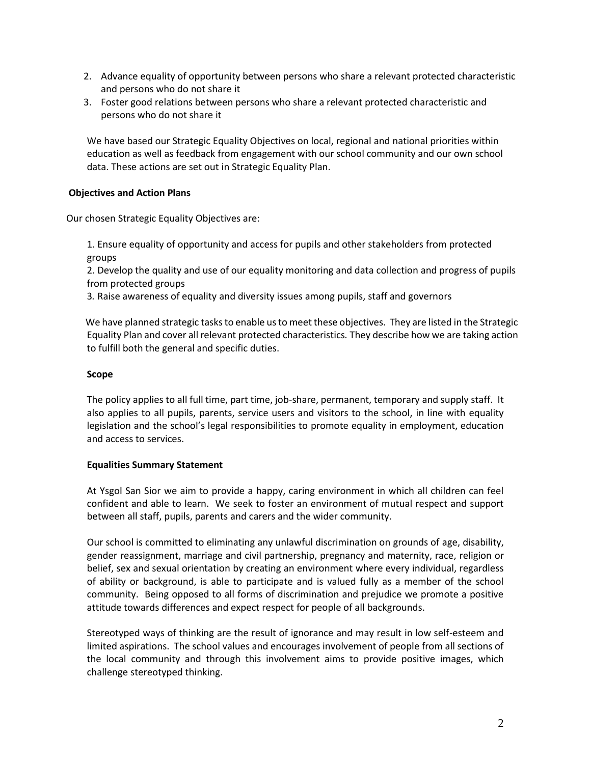2. Advance equality of opportunity between persons who share a relevant protected characteristic and persons who do not share it
3. Foster good relations between persons who share a relevant protected characteristic and persons who do not share it

We have based our Strategic Equality Objectives on local, regional and national priorities within education as well as feedback from engagement with our school community and our own school data. These actions are set out in Strategic Equality Plan.

**Objectives and Action Plans**

Our chosen Strategic Equality Objectives are:

1. Ensure equality of opportunity and access for pupils and other stakeholders from protected groups
2. Develop the quality and use of our equality monitoring and data collection and progress of pupils from protected groups
3. Raise awareness of equality and diversity issues among pupils, staff and governors

We have planned strategic tasks to enable us to meet these objectives. They are listed in the Strategic Equality Plan and cover all relevant protected characteristics. They describe how we are taking action to fulfill both the general and specific duties.

**Scope**

The policy applies to all full time, part time, job-share, permanent, temporary and supply staff. It also applies to all pupils, parents, service users and visitors to the school, in line with equality legislation and the school's legal responsibilities to promote equality in employment, education and access to services.

**Equalities Summary Statement**

At Ysgol San Sior we aim to provide a happy, caring environment in which all children can feel confident and able to learn. We seek to foster an environment of mutual respect and support between all staff, pupils, parents and carers and the wider community.

Our school is committed to eliminating any unlawful discrimination on grounds of age, disability, gender reassignment, marriage and civil partnership, pregnancy and maternity, race, religion or belief, sex and sexual orientation by creating an environment where every individual, regardless of ability or background, is able to participate and is valued fully as a member of the school community. Being opposed to all forms of discrimination and prejudice we promote a positive attitude towards differences and expect respect for people of all backgrounds.

Stereotyped ways of thinking are the result of ignorance and may result in low self-esteem and limited aspirations. The school values and encourages involvement of people from all sections of the local community and through this involvement aims to provide positive images, which challenge stereotyped thinking.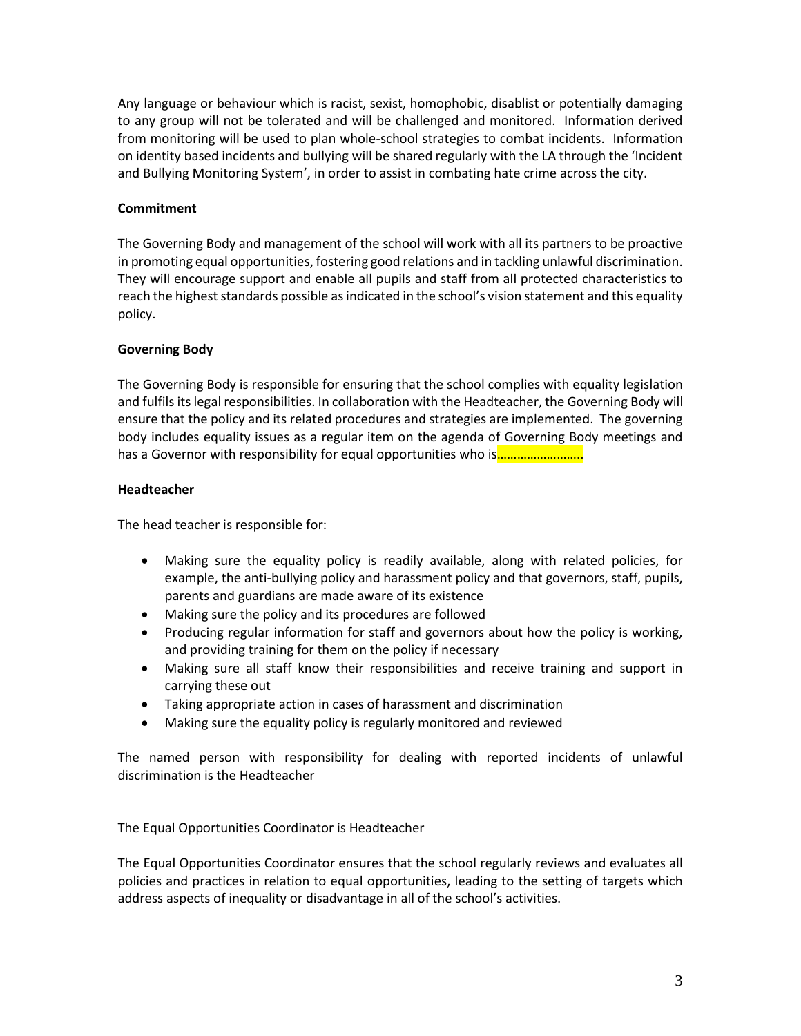Any language or behaviour which is racist, sexist, homophobic, disablist or potentially damaging to any group will not be tolerated and will be challenged and monitored. Information derived from monitoring will be used to plan whole-school strategies to combat incidents. Information on identity based incidents and bullying will be shared regularly with the LA through the 'Incident and Bullying Monitoring System', in order to assist in combating hate crime across the city.

**Commitment**

The Governing Body and management of the school will work with all its partners to be proactive in promoting equal opportunities, fostering good relations and in tackling unlawful discrimination. They will encourage support and enable all pupils and staff from all protected characteristics to reach the highest standards possible as indicated in the school's vision statement and this equality policy.

**Governing Body**

The Governing Body is responsible for ensuring that the school complies with equality legislation and fulfils its legal responsibilities. In collaboration with the Headteacher, the Governing Body will ensure that the policy and its related procedures and strategies are implemented. The governing body includes equality issues as a regular item on the agenda of Governing Body meetings and has a Governor with responsibility for equal opportunities who is……………………..

**Headteacher**

The head teacher is responsible for:

- Making sure the equality policy is readily available, along with related policies, for example, the anti-bullying policy and harassment policy and that governors, staff, pupils, parents and guardians are made aware of its existence
- Making sure the policy and its procedures are followed
- Producing regular information for staff and governors about how the policy is working, and providing training for them on the policy if necessary
- Making sure all staff know their responsibilities and receive training and support in carrying these out
- Taking appropriate action in cases of harassment and discrimination
- Making sure the equality policy is regularly monitored and reviewed

The named person with responsibility for dealing with reported incidents of unlawful discrimination is the Headteacher

The Equal Opportunities Coordinator is Headteacher

The Equal Opportunities Coordinator ensures that the school regularly reviews and evaluates all policies and practices in relation to equal opportunities, leading to the setting of targets which address aspects of inequality or disadvantage in all of the school's activities.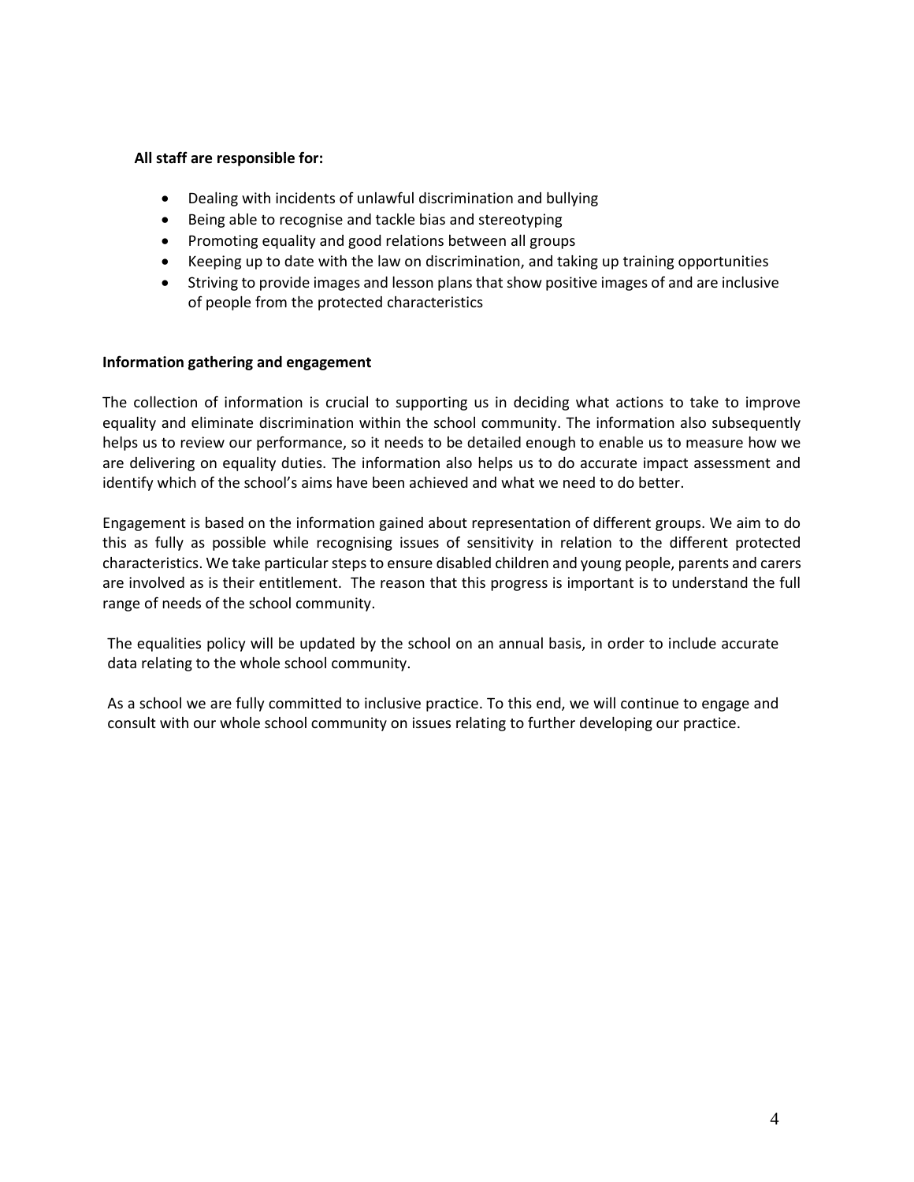**All staff are responsible for:**

- Dealing with incidents of unlawful discrimination and bullying
- Being able to recognise and tackle bias and stereotyping
- Promoting equality and good relations between all groups
- Keeping up to date with the law on discrimination, and taking up training opportunities
- Striving to provide images and lesson plans that show positive images of and are inclusive of people from the protected characteristics

**Information gathering and engagement**

The collection of information is crucial to supporting us in deciding what actions to take to improve equality and eliminate discrimination within the school community. The information also subsequently helps us to review our performance, so it needs to be detailed enough to enable us to measure how we are delivering on equality duties. The information also helps us to do accurate impact assessment and identify which of the school's aims have been achieved and what we need to do better.

Engagement is based on the information gained about representation of different groups. We aim to do this as fully as possible while recognising issues of sensitivity in relation to the different protected characteristics. We take particular steps to ensure disabled children and young people, parents and carers are involved as is their entitlement. The reason that this progress is important is to understand the full range of needs of the school community.

The equalities policy will be updated by the school on an annual basis, in order to include accurate data relating to the whole school community.

As a school we are fully committed to inclusive practice. To this end, we will continue to engage and consult with our whole school community on issues relating to further developing our practice.